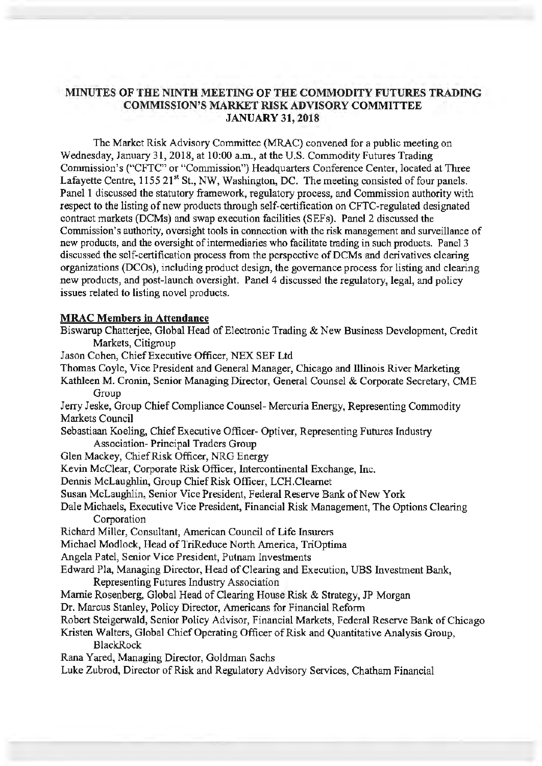# MINUTES OF THE NINTH MEETING OF THE COMMODITY FUTURES TRADING COMMISSION'S MARKET RISK ADVISORY COMMITTEE JANUARY 31, 2018

The Market Risk Advisory Committee (MRAC) convened for a public meeting on Wednesday, January 31, 2018, at 10:00 a.m., at the U.S. Commodity Futures Trading Commission's ("CFTC" or "Commission") Headquarters Conference Center, located at Three Lafayette Centre, 1155 21st St., NW, Washington, DC. The meeting consisted of four panels. Panel 1 discussed the statutory framework, regulatory process, and Commission authority with respect to the listing of new products through self-certification on CFTC-regulated designated contract markets (DCMs) and swap execution facilities (SEFs). Panel 2 discussed the Commission's authority, oversight tools in connection with the risk management and surveillance of new products, and the oversight of intermediaries who facilitate trading in such products. Panel 3 discussed the self-certification process from the perspective of DCMs and derivatives clearing organizations (DCOs), including product design, the governance process for listing and clearing new products, and post-launch oversight. Panel 4 discussed the regulatory, legal, and policy issues related to listing novel products.

**MRAC Members in Attendance**

Biswarup Chatterjee, Global Head of Electronic Trading & New Business Development, Credit Markets, Citigroup

Jason Cohen, Chief Executive Officer, NEX SEF Ltd

Thomas Coyle, Vice President and General Manager, Chicago and Illinois River Marketing

Kathleen M. Cronin, Senior Managing Director, General Counsel & Corporate Secretary, CME Group

Jerry Jeske, Group Chief Compliance Counsel- Mercuria Energy, Representing Commodity Markets Council

Sebastiaan Koeling, Chief Executive Officer- Optiver, Representing Futures Industry Association- Principal Traders Group

Glen Mackey, Chief Risk Officer, NRG Energy

Kevin McClear, Corporate Risk Officer, Intercontinental Exchange, Inc.

Dennis McLaughlin, Group Chief Risk Officer, LCH.Clearnet

Susan McLaughlin, Senior Vice President, Federal Reserve Bank of New York

Dale Michaels, Executive Vice President, Financial Risk Management, The Options Clearing Corporation

Richard Miller, Consultant, American Council of Life Insurers

Michael Modlock, Head of TriReduce North America, TriOptima

Angela Patel, Senior Vice President, Putnam Investments

Edward Pla, Managing Director, Head of Clearing and Execution, UBS Investment Bank, Representing Futures Industry Association

Marnie Rosenberg, Global Head of Clearing House Risk & Strategy, JP Morgan

Dr. Marcus Stanley, Policy Director, Americans for Financial Reform

Robert Steigerwald, Senior Policy Advisor, Financial Markets, Federal Reserve Bank of Chicago

Kristen Walters, Global Chief Operating Officer of Risk and Quantitative Analysis Group, BlackRock

Rana Yared, Managing Director, Goldman Sachs

Luke Zubrod, Director of Risk and Regulatory Advisory Services, Chatham Financial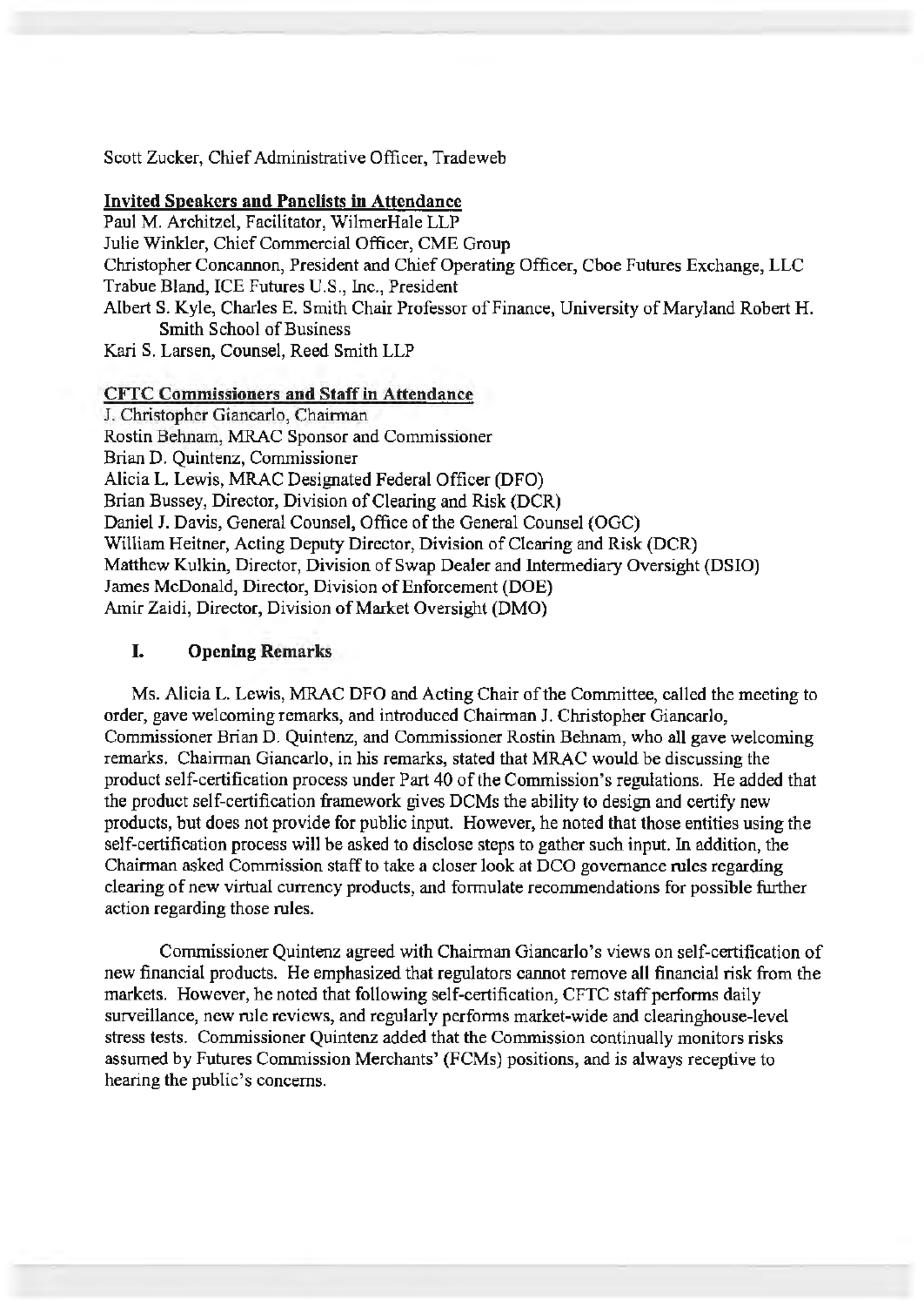Scott Zucker, Chief Administrative Officer, Tradeweb

**Invited Speakers and Panelists in Attendance**

Paul M. Architzel, Facilitator, WilmerHale LLP
Julie Winkler, Chief Commercial Officer, CME Group
Christopher Concannon, President and Chief Operating Officer, Cboe Futures Exchange, LLC
Trabue Bland, ICE Futures U.S., Inc., President
Albert S. Kyle, Charles E. Smith Chair Professor of Finance, University of Maryland Robert H. Smith School of Business
Kari S. Larsen, Counsel, Reed Smith LLP

**CFTC Commissioners and Staff in Attendance**

J. Christopher Giancarlo, Chairman
Rostin Behnam, MRAC Sponsor and Commissioner
Brian D. Quintenz, Commissioner
Alicia L. Lewis, MRAC Designated Federal Officer (DFO)
Brian Bussey, Director, Division of Clearing and Risk (DCR)
Daniel J. Davis, General Counsel, Office of the General Counsel (OGC)
William Heitner, Acting Deputy Director, Division of Clearing and Risk (DCR)
Matthew Kulkin, Director, Division of Swap Dealer and Intermediary Oversight (DSIO)
James McDonald, Director, Division of Enforcement (DOE)
Amir Zaidi, Director, Division of Market Oversight (DMO)

## I. Opening Remarks

Ms. Alicia L. Lewis, MRAC DFO and Acting Chair of the Committee, called the meeting to order, gave welcoming remarks, and introduced Chairman J. Christopher Giancarlo, Commissioner Brian D. Quintenz, and Commissioner Rostin Behnam, who all gave welcoming remarks. Chairman Giancarlo, in his remarks, stated that MRAC would be discussing the product self-certification process under Part 40 of the Commission's regulations. He added that the product self-certification framework gives DCMs the ability to design and certify new products, but does not provide for public input. However, he noted that those entities using the self-certification process will be asked to disclose steps to gather such input. In addition, the Chairman asked Commission staff to take a closer look at DCO governance rules regarding clearing of new virtual currency products, and formulate recommendations for possible further action regarding those rules.

Commissioner Quintenz agreed with Chairman Giancarlo's views on self-certification of new financial products. He emphasized that regulators cannot remove all financial risk from the markets. However, he noted that following self-certification, CFTC staff performs daily surveillance, new rule reviews, and regularly performs market-wide and clearinghouse-level stress tests. Commissioner Quintenz added that the Commission continually monitors risks assumed by Futures Commission Merchants' (FCMs) positions, and is always receptive to hearing the public's concerns.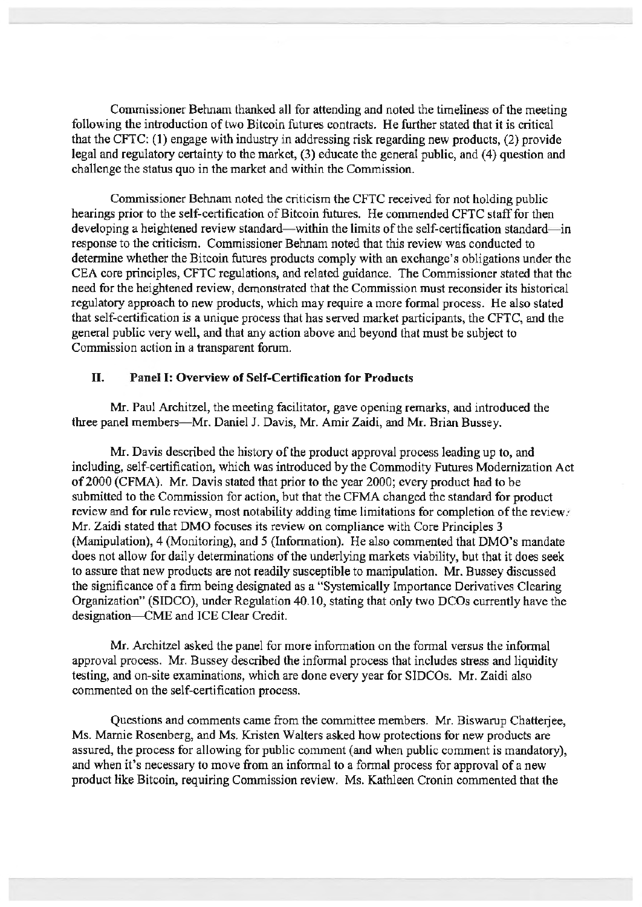Commissioner Behnam thanked all for attending and noted the timeliness of the meeting following the introduction of two Bitcoin futures contracts. He further stated that it is critical that the CFTC: (1) engage with industry in addressing risk regarding new products, (2) provide legal and regulatory certainty to the market, (3) educate the general public, and (4) question and challenge the status quo in the market and within the Commission.

Commissioner Behnam noted the criticism the CFTC received for not holding public hearings prior to the self-certification of Bitcoin futures. He commended CFTC staff for then developing a heightened review standard—within the limits of the self-certification standard—in response to the criticism. Commissioner Behnam noted that this review was conducted to determine whether the Bitcoin futures products comply with an exchange's obligations under the CEA core principles, CFTC regulations, and related guidance. The Commissioner stated that the need for the heightened review, demonstrated that the Commission must reconsider its historical regulatory approach to new products, which may require a more formal process. He also stated that self-certification is a unique process that has served market participants, the CFTC, and the general public very well, and that any action above and beyond that must be subject to Commission action in a transparent forum.

## II. Panel I: Overview of Self-Certification for Products

Mr. Paul Architzel, the meeting facilitator, gave opening remarks, and introduced the three panel members—Mr. Daniel J. Davis, Mr. Amir Zaidi, and Mr. Brian Bussey.

Mr. Davis described the history of the product approval process leading up to, and including, self-certification, which was introduced by the Commodity Futures Modernization Act of 2000 (CFMA). Mr. Davis stated that prior to the year 2000; every product had to be submitted to the Commission for action, but that the CFMA changed the standard for product review and for rule review, most notability adding time limitations for completion of the review. Mr. Zaidi stated that DMO focuses its review on compliance with Core Principles 3 (Manipulation), 4 (Monitoring), and 5 (Information). He also commented that DMO's mandate does not allow for daily determinations of the underlying markets viability, but that it does seek to assure that new products are not readily susceptible to manipulation. Mr. Bussey discussed the significance of a firm being designated as a "Systemically Importance Derivatives Clearing Organization" (SIDCO), under Regulation 40.10, stating that only two DCOs currently have the designation—CME and ICE Clear Credit.

Mr. Architzel asked the panel for more information on the formal versus the informal approval process. Mr. Bussey described the informal process that includes stress and liquidity testing, and on-site examinations, which are done every year for SIDCOs. Mr. Zaidi also commented on the self-certification process.

Questions and comments came from the committee members. Mr. Biswarup Chatterjee, Ms. Marnie Rosenberg, and Ms. Kristen Walters asked how protections for new products are assured, the process for allowing for public comment (and when public comment is mandatory), and when it's necessary to move from an informal to a formal process for approval of a new product like Bitcoin, requiring Commission review. Ms. Kathleen Cronin commented that the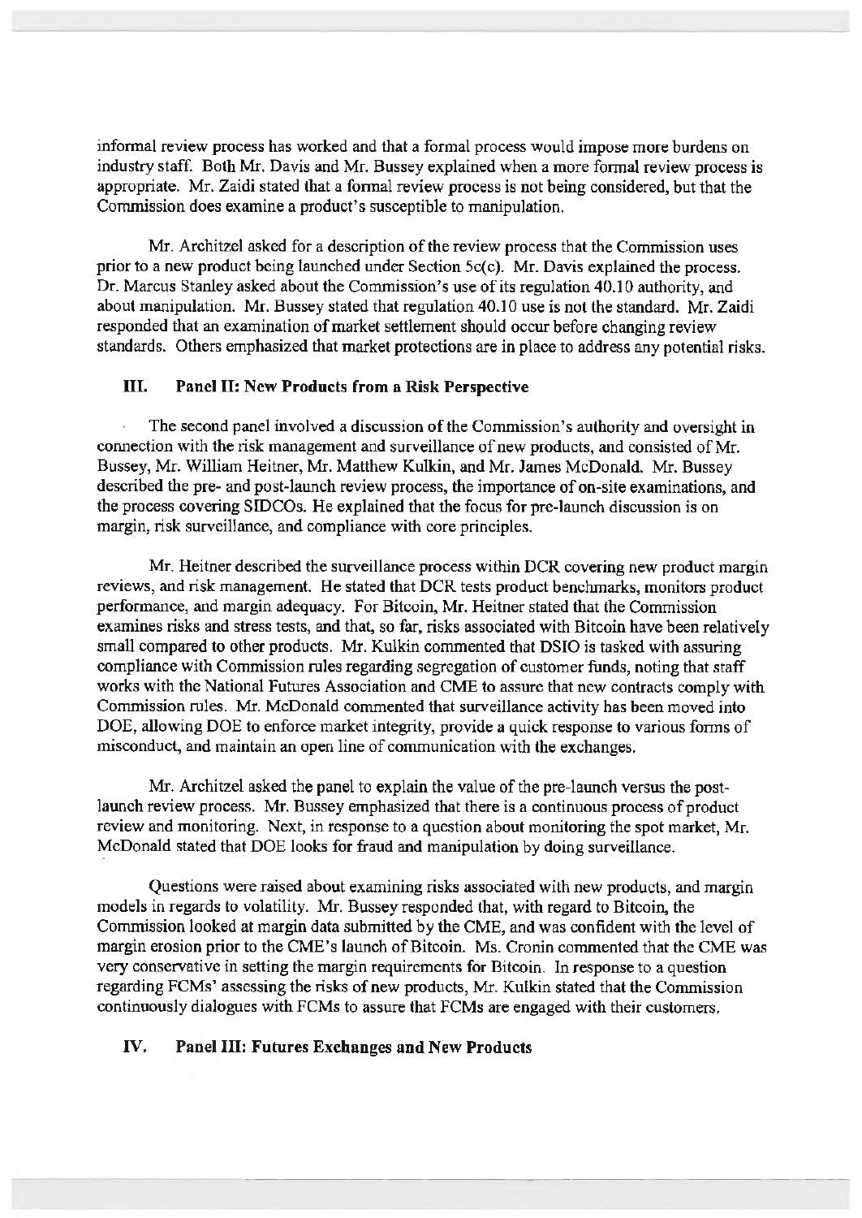informal review process has worked and that a formal process would impose more burdens on industry staff. Both Mr. Davis and Mr. Bussey explained when a more formal review process is appropriate. Mr. Zaidi stated that a formal review process is not being considered, but that the Commission does examine a product's susceptible to manipulation.

Mr. Architzel asked for a description of the review process that the Commission uses prior to a new product being launched under Section 5c(c). Mr. Davis explained the process. Dr. Marcus Stanley asked about the Commission's use of its regulation 40.10 authority, and about manipulation. Mr. Bussey stated that regulation 40.10 use is not the standard. Mr. Zaidi responded that an examination of market settlement should occur before changing review standards. Others emphasized that market protections are in place to address any potential risks.

## III. Panel II: New Products from a Risk Perspective

The second panel involved a discussion of the Commission's authority and oversight in connection with the risk management and surveillance of new products, and consisted of Mr. Bussey, Mr. William Heitner, Mr. Matthew Kulkin, and Mr. James McDonald. Mr. Bussey described the pre- and post-launch review process, the importance of on-site examinations, and the process covering SIDCOs. He explained that the focus for pre-launch discussion is on margin, risk surveillance, and compliance with core principles.

Mr. Heitner described the surveillance process within DCR covering new product margin reviews, and risk management. He stated that DCR tests product benchmarks, monitors product performance, and margin adequacy. For Bitcoin, Mr. Heitner stated that the Commission examines risks and stress tests, and that, so far, risks associated with Bitcoin have been relatively small compared to other products. Mr. Kulkin commented that DSIO is tasked with assuring compliance with Commission rules regarding segregation of customer funds, noting that staff works with the National Futures Association and CME to assure that new contracts comply with Commission rules. Mr. McDonald commented that surveillance activity has been moved into DOE, allowing DOE to enforce market integrity, provide a quick response to various forms of misconduct, and maintain an open line of communication with the exchanges.

Mr. Architzel asked the panel to explain the value of the pre-launch versus the post-launch review process. Mr. Bussey emphasized that there is a continuous process of product review and monitoring. Next, in response to a question about monitoring the spot market, Mr. McDonald stated that DOE looks for fraud and manipulation by doing surveillance.

Questions were raised about examining risks associated with new products, and margin models in regards to volatility. Mr. Bussey responded that, with regard to Bitcoin, the Commission looked at margin data submitted by the CME, and was confident with the level of margin erosion prior to the CME's launch of Bitcoin. Ms. Cronin commented that the CME was very conservative in setting the margin requirements for Bitcoin. In response to a question regarding FCMs' assessing the risks of new products, Mr. Kulkin stated that the Commission continuously dialogues with FCMs to assure that FCMs are engaged with their customers.

## IV. Panel III: Futures Exchanges and New Products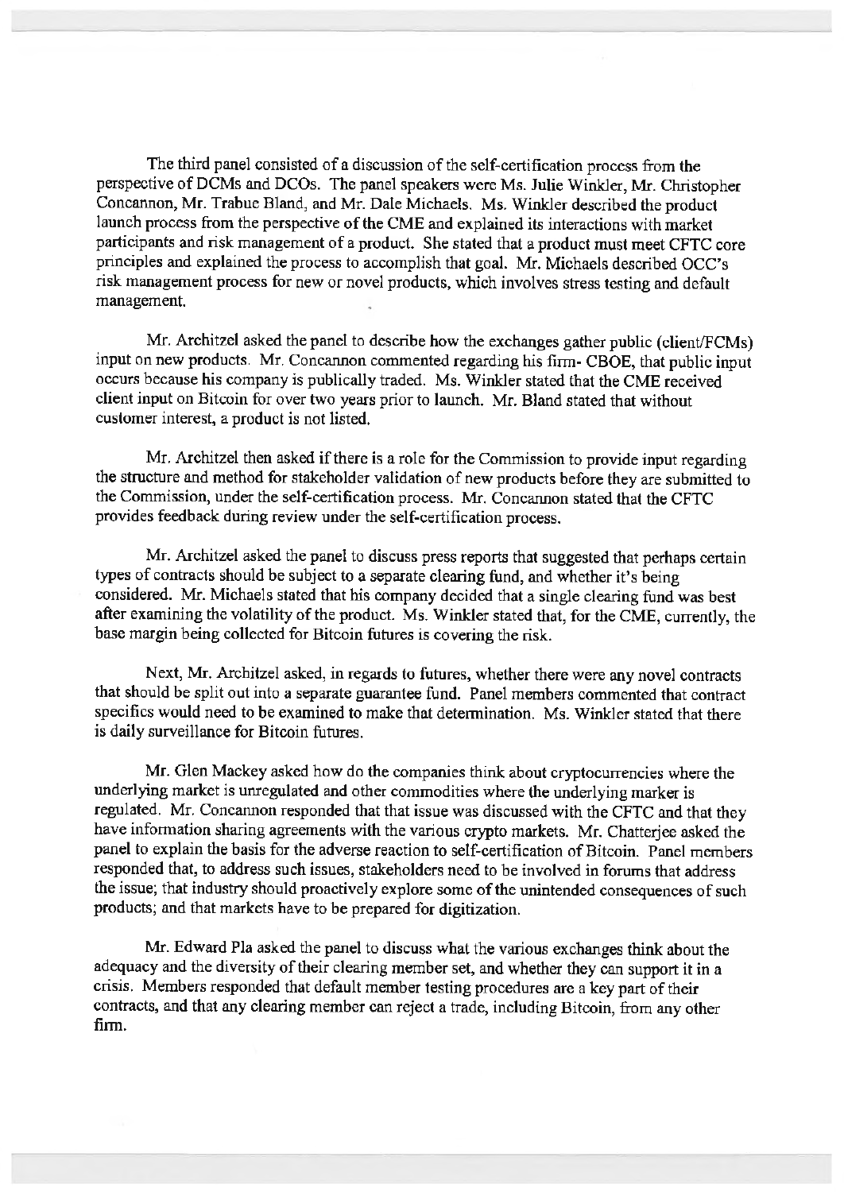The third panel consisted of a discussion of the self-certification process from the perspective of DCMs and DCOs. The panel speakers were Ms. Julie Winkler, Mr. Christopher Concannon, Mr. Trabue Bland, and Mr. Dale Michaels. Ms. Winkler described the product launch process from the perspective of the CME and explained its interactions with market participants and risk management of a product. She stated that a product must meet CFTC core principles and explained the process to accomplish that goal. Mr. Michaels described OCC's risk management process for new or novel products, which involves stress testing and default management.

Mr. Architzel asked the panel to describe how the exchanges gather public (client/FCMs) input on new products. Mr. Concannon commented regarding his firm- CBOE, that public input occurs because his company is publically traded. Ms. Winkler stated that the CME received client input on Bitcoin for over two years prior to launch. Mr. Bland stated that without customer interest, a product is not listed.

Mr. Architzel then asked if there is a role for the Commission to provide input regarding the structure and method for stakeholder validation of new products before they are submitted to the Commission, under the self-certification process. Mr. Concannon stated that the CFTC provides feedback during review under the self-certification process.

Mr. Architzel asked the panel to discuss press reports that suggested that perhaps certain types of contracts should be subject to a separate clearing fund, and whether it's being considered. Mr. Michaels stated that his company decided that a single clearing fund was best after examining the volatility of the product. Ms. Winkler stated that, for the CME, currently, the base margin being collected for Bitcoin futures is covering the risk.

Next, Mr. Architzel asked, in regards to futures, whether there were any novel contracts that should be split out into a separate guarantee fund. Panel members commented that contract specifics would need to be examined to make that determination. Ms. Winkler stated that there is daily surveillance for Bitcoin futures.

Mr. Glen Mackey asked how do the companies think about cryptocurrencies where the underlying market is unregulated and other commodities where the underlying marker is regulated. Mr. Concannon responded that that issue was discussed with the CFTC and that they have information sharing agreements with the various crypto markets. Mr. Chatterjee asked the panel to explain the basis for the adverse reaction to self-certification of Bitcoin. Panel members responded that, to address such issues, stakeholders need to be involved in forums that address the issue; that industry should proactively explore some of the unintended consequences of such products; and that markets have to be prepared for digitization.

Mr. Edward Pla asked the panel to discuss what the various exchanges think about the adequacy and the diversity of their clearing member set, and whether they can support it in a crisis. Members responded that default member testing procedures are a key part of their contracts, and that any clearing member can reject a trade, including Bitcoin, from any other firm.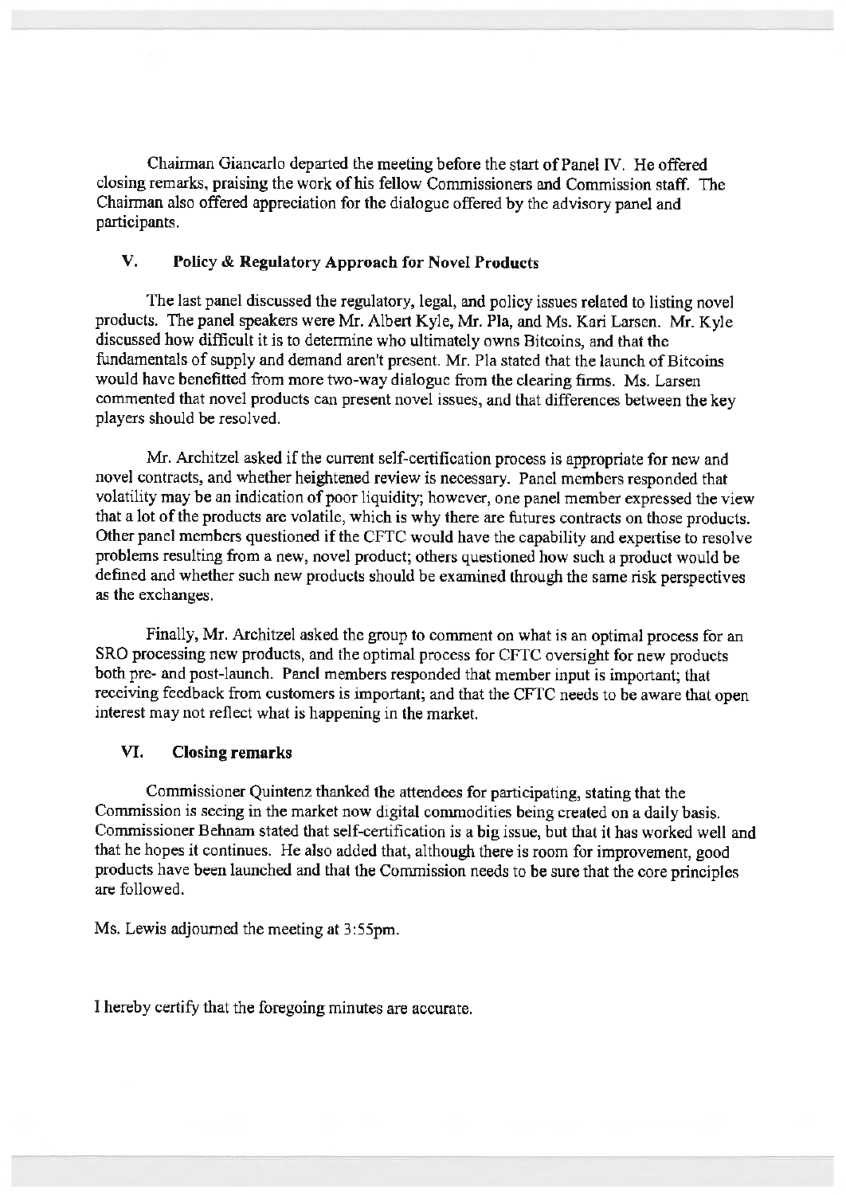Chairman Giancarlo departed the meeting before the start of Panel IV. He offered closing remarks, praising the work of his fellow Commissioners and Commission staff. The Chairman also offered appreciation for the dialogue offered by the advisory panel and participants.

## V. Policy & Regulatory Approach for Novel Products

The last panel discussed the regulatory, legal, and policy issues related to listing novel products. The panel speakers were Mr. Albert Kyle, Mr. Pla, and Ms. Kari Larsen. Mr. Kyle discussed how difficult it is to determine who ultimately owns Bitcoins, and that the fundamentals of supply and demand aren't present. Mr. Pla stated that the launch of Bitcoins would have benefitted from more two-way dialogue from the clearing firms. Ms. Larsen commented that novel products can present novel issues, and that differences between the key players should be resolved.

Mr. Architzel asked if the current self-certification process is appropriate for new and novel contracts, and whether heightened review is necessary. Panel members responded that volatility may be an indication of poor liquidity; however, one panel member expressed the view that a lot of the products are volatile, which is why there are futures contracts on those products. Other panel members questioned if the CFTC would have the capability and expertise to resolve problems resulting from a new, novel product; others questioned how such a product would be defined and whether such new products should be examined through the same risk perspectives as the exchanges.

Finally, Mr. Architzel asked the group to comment on what is an optimal process for an SRO processing new products, and the optimal process for CFTC oversight for new products both pre- and post-launch. Panel members responded that member input is important; that receiving feedback from customers is important; and that the CFTC needs to be aware that open interest may not reflect what is happening in the market.

## VI. Closing remarks

Commissioner Quintenz thanked the attendees for participating, stating that the Commission is seeing in the market now digital commodities being created on a daily basis. Commissioner Behnam stated that self-certification is a big issue, but that it has worked well and that he hopes it continues. He also added that, although there is room for improvement, good products have been launched and that the Commission needs to be sure that the core principles are followed.

Ms. Lewis adjourned the meeting at 3:55pm.

I hereby certify that the foregoing minutes are accurate.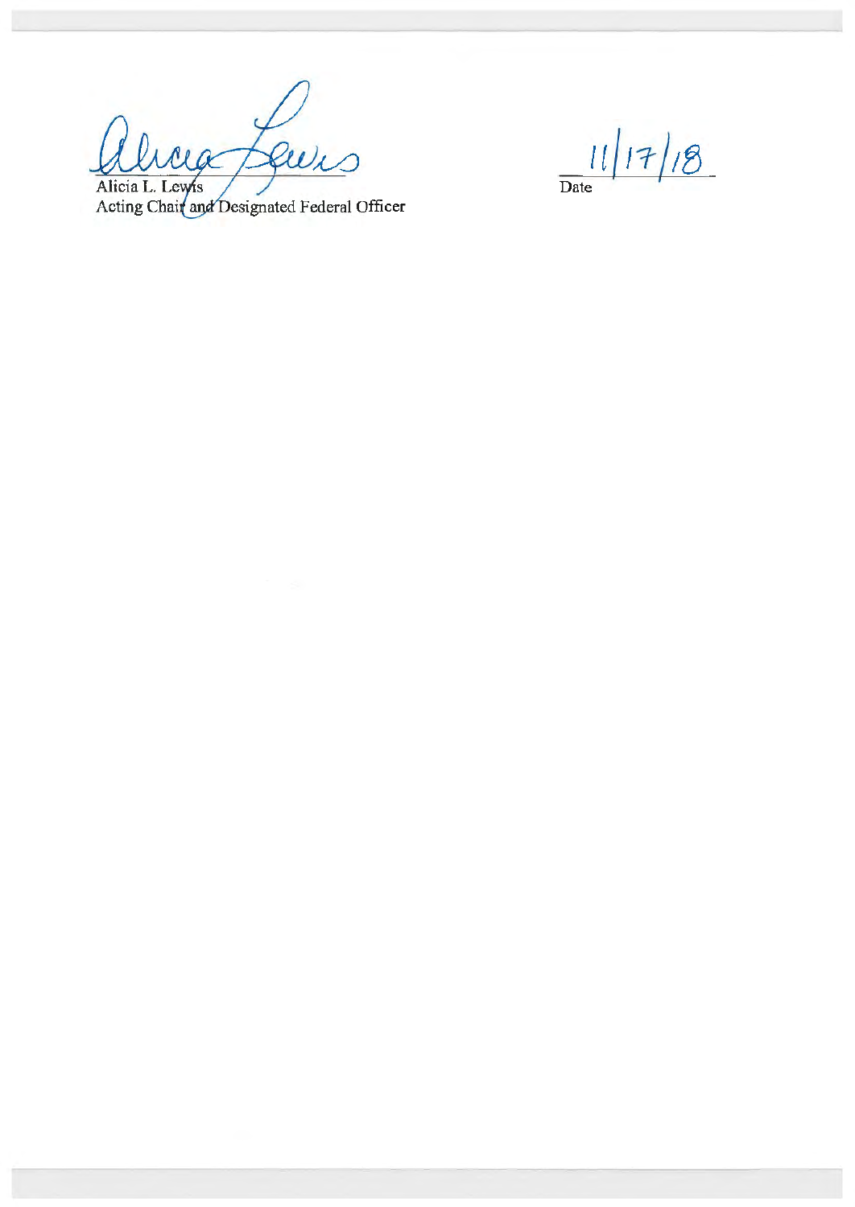Alicia L. Lewis
Acting Chair and Designated Federal Officer

11/17/18
Date